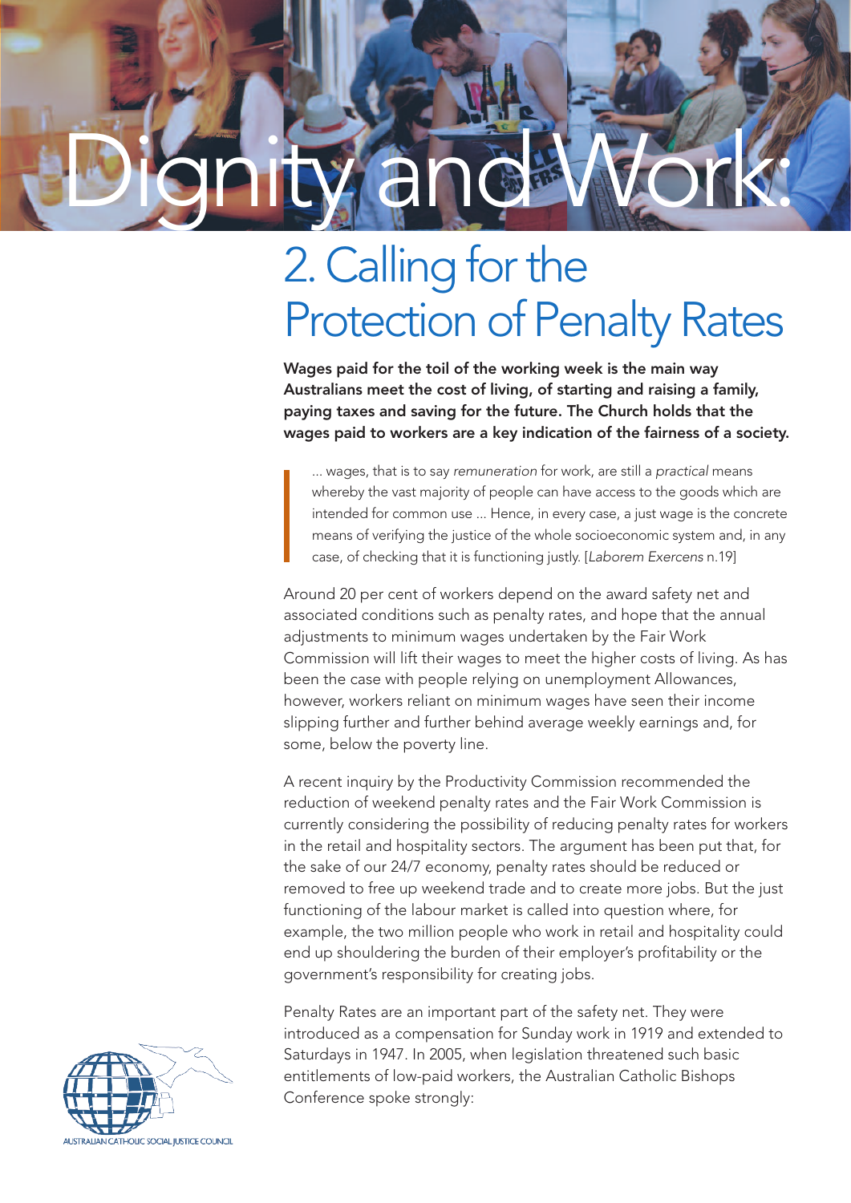# Dignity and Work:

## 2. Calling for the Protection of Penalty Rates

**Wages paid for the toil of the working week is the main way Australians meet the cost of living, of starting and raising a family, paying taxes and saving for the future. The Church holds that the wages paid to workers are a key indication of the fairness of a society.**

> ... wages, that is to say *remuneration* for work, are still a *practical* means whereby the vast majority of people can have access to the goods which are intended for common use ... Hence, in every case, a just wage is the concrete means of verifying the justice of the whole socioeconomic system and, in any case, of checking that it is functioning justly. [*Laborem Exercens* n.19]

Around 20 per cent of workers depend on the award safety net and associated conditions such as penalty rates, and hope that the annual adjustments to minimum wages undertaken by the Fair Work Commission will lift their wages to meet the higher costs of living. As has been the case with people relying on unemployment Allowances, however, workers reliant on minimum wages have seen their income slipping further and further behind average weekly earnings and, for some, below the poverty line.

A recent inquiry by the Productivity Commission recommended the reduction of weekend penalty rates and the Fair Work Commission is currently considering the possibility of reducing penalty rates for workers in the retail and hospitality sectors. The argument has been put that, for the sake of our 24/7 economy, penalty rates should be reduced or removed to free up weekend trade and to create more jobs. But the just functioning of the labour market is called into question where, for example, the two million people who work in retail and hospitality could end up shouldering the burden of their employer's profitability or the government's responsibility for creating jobs.

Penalty Rates are an important part of the safety net. They were introduced as a compensation for Sunday work in 1919 and extended to Saturdays in 1947. In 2005, when legislation threatened such basic entitlements of low-paid workers, the Australian Catholic Bishops Conference spoke strongly:

AUSTRALIAN CATHOLIC SOCIAL JUSTICE COUNCIL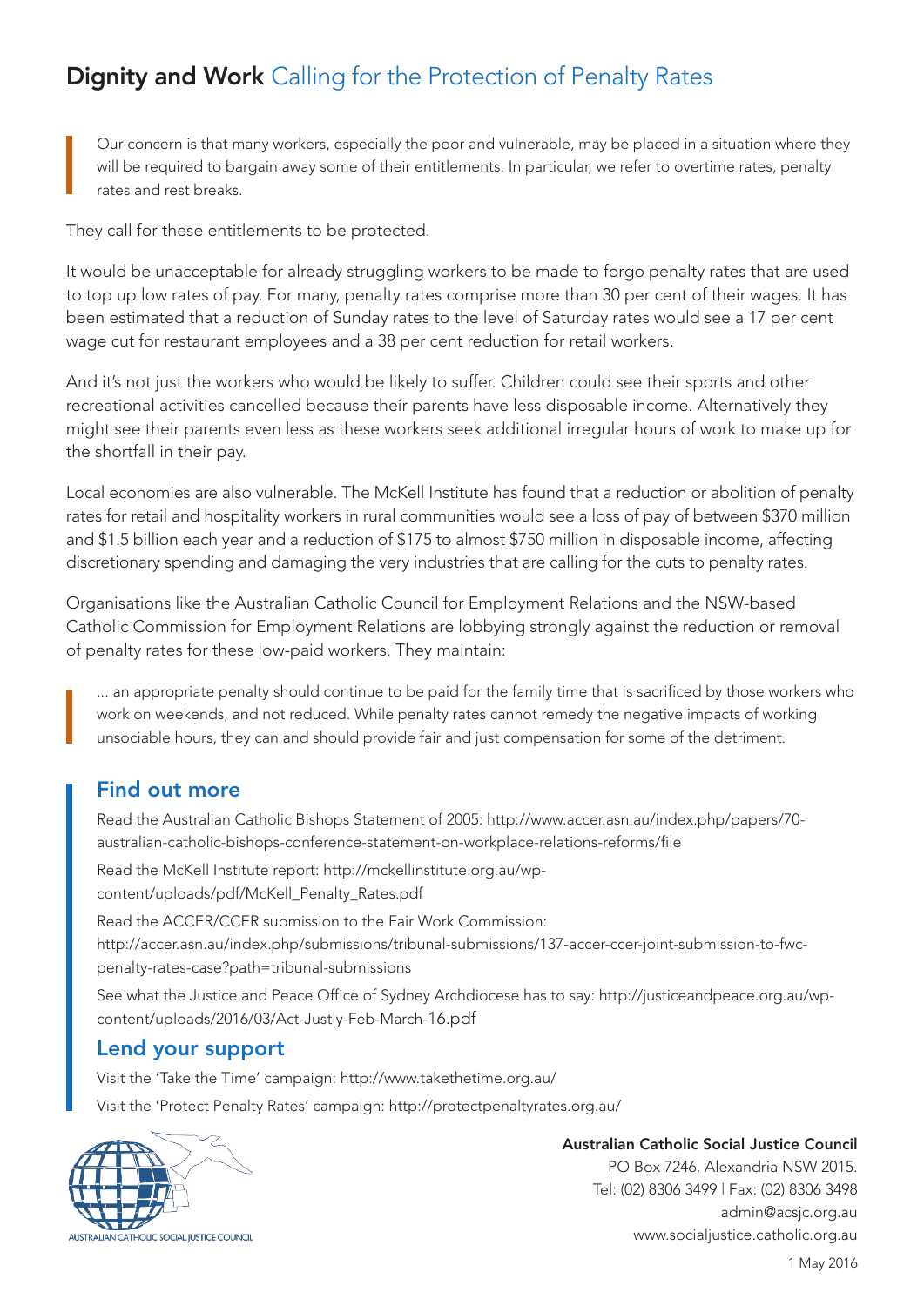## **Dignity and Work** Calling for the Protection of Penalty Rates

> Our concern is that many workers, especially the poor and vulnerable, may be placed in a situation where they will be required to bargain away some of their entitlements. In particular, we refer to overtime rates, penalty rates and rest breaks.

They call for these entitlements to be protected.

It would be unacceptable for already struggling workers to be made to forgo penalty rates that are used to top up low rates of pay. For many, penalty rates comprise more than 30 per cent of their wages. It has been estimated that a reduction of Sunday rates to the level of Saturday rates would see a 17 per cent wage cut for restaurant employees and a 38 per cent reduction for retail workers.

And it's not just the workers who would be likely to suffer. Children could see their sports and other recreational activities cancelled because their parents have less disposable income. Alternatively they might see their parents even less as these workers seek additional irregular hours of work to make up for the shortfall in their pay.

Local economies are also vulnerable. The McKell Institute has found that a reduction or abolition of penalty rates for retail and hospitality workers in rural communities would see a loss of pay of between $370 million and $1.5 billion each year and a reduction of $175 to almost $750 million in disposable income, affecting discretionary spending and damaging the very industries that are calling for the cuts to penalty rates.

Organisations like the Australian Catholic Council for Employment Relations and the NSW-based Catholic Commission for Employment Relations are lobbying strongly against the reduction or removal of penalty rates for these low-paid workers. They maintain:

> ... an appropriate penalty should continue to be paid for the family time that is sacrificed by those workers who work on weekends, and not reduced. While penalty rates cannot remedy the negative impacts of working unsociable hours, they can and should provide fair and just compensation for some of the detriment.

### Find out more

Read the Australian Catholic Bishops Statement of 2005: http://www.accer.asn.au/index.php/papers/70-australian-catholic-bishops-conference-statement-on-workplace-relations-reforms/file

Read the McKell Institute report: http://mckellinstitute.org.au/wp-content/uploads/pdf/McKell_Penalty_Rates.pdf

Read the ACCER/CCER submission to the Fair Work Commission: http://accer.asn.au/index.php/submissions/tribunal-submissions/137-accer-ccer-joint-submission-to-fwc-penalty-rates-case?path=tribunal-submissions

See what the Justice and Peace Office of Sydney Archdiocese has to say: http://justiceandpeace.org.au/wp-content/uploads/2016/03/Act-Justly-Feb-March-16.pdf

### Lend your support

Visit the 'Take the Time' campaign: http://www.takethetime.org.au/

Visit the 'Protect Penalty Rates' campaign: http://protectpenaltyrates.org.au/

AUSTRALIAN CATHOLIC SOCIAL JUSTICE COUNCIL

**Australian Catholic Social Justice Council**
PO Box 7246, Alexandria NSW 2015.
Tel: (02) 8306 3499 | Fax: (02) 8306 3498
admin@acsjc.org.au
www.socialjustice.catholic.org.au

1 May 2016